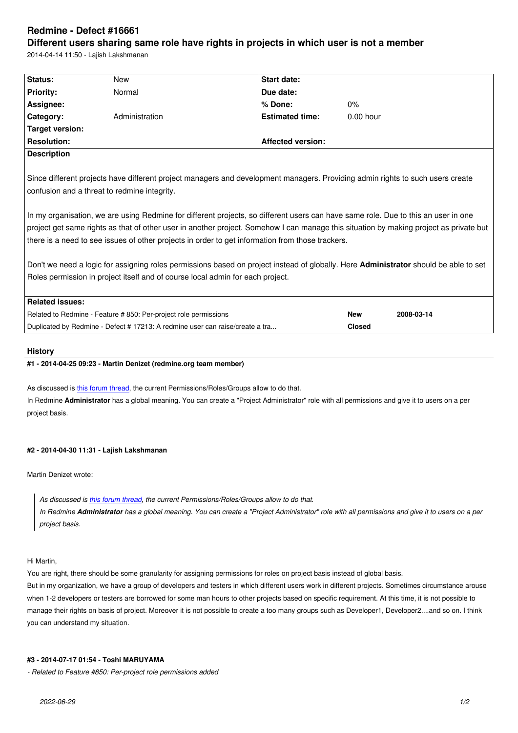# Redmine - Defect #16661

## Different users sharing same role have rights in projects in which user is not a member

2014-04-14 11:50 - Lajish Lakshmanan

| Status: | New | Start date: | |
|---|---|---|---|
| Priority: | Normal | Due date: | |
| Assignee: | | % Done: | 0% |
| Category: | Administration | Estimated time: | 0.00 hour |
| Target version: | | | |
| Resolution: | | Affected version: | |

**Description**

Since different projects have different project managers and development managers. Providing admin rights to such users create confusion and a threat to redmine integrity.

In my organisation, we are using Redmine for different projects, so different users can have same role. Due to this an user in one project get same rights as that of other user in another project. Somehow I can manage this situation by making project as private but there is a need to see issues of other projects in order to get information from those trackers.

Don't we need a logic for assigning roles permissions based on project instead of globally. Here **Administrator** should be able to set Roles permission in project itself and of course local admin for each project.

| Related issues: | | |
|---|---|---|
| Related to Redmine - Feature # 850: Per-project role permissions | New | 2008-03-14 |
| Duplicated by Redmine - Defect # 17213: A redmine user can raise/create a tra... | Closed | |

### History

#### #1 - 2014-04-25 09:23 - Martin Denizet (redmine.org team member)

As discussed is this forum thread, the current Permissions/Roles/Groups allow to do that.
In Redmine **Administrator** has a global meaning. You can create a "Project Administrator" role with all permissions and give it to users on a per project basis.

#### #2 - 2014-04-30 11:31 - Lajish Lakshmanan

Martin Denizet wrote:

> *As discussed is this forum thread, the current Permissions/Roles/Groups allow to do that.*
> *In Redmine **Administrator** has a global meaning. You can create a "Project Administrator" role with all permissions and give it to users on a per project basis.*

Hi Martin,
You are right, there should be some granularity for assigning permissions for roles on project basis instead of global basis.
But in my organization, we have a group of developers and testers in which different users work in different projects. Sometimes circumstance arouse when 1-2 developers or testers are borrowed for some man hours to other projects based on specific requirement. At this time, it is not possible to manage their rights on basis of project. Moreover it is not possible to create a too many groups such as Developer1, Developer2....and so on. I think you can understand my situation.

#### #3 - 2014-07-17 01:54 - Toshi MARUYAMA

*- Related to Feature #850: Per-project role permissions added*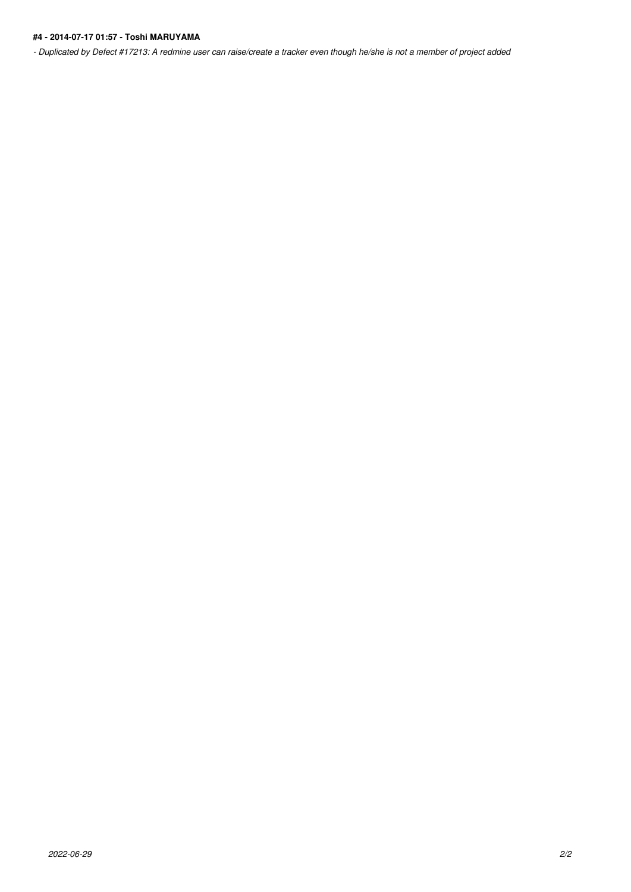**#4 - 2014-07-17 01:57 - Toshi MARUYAMA**

*- Duplicated by Defect #17213: A redmine user can raise/create a tracker even though he/she is not a member of project added*